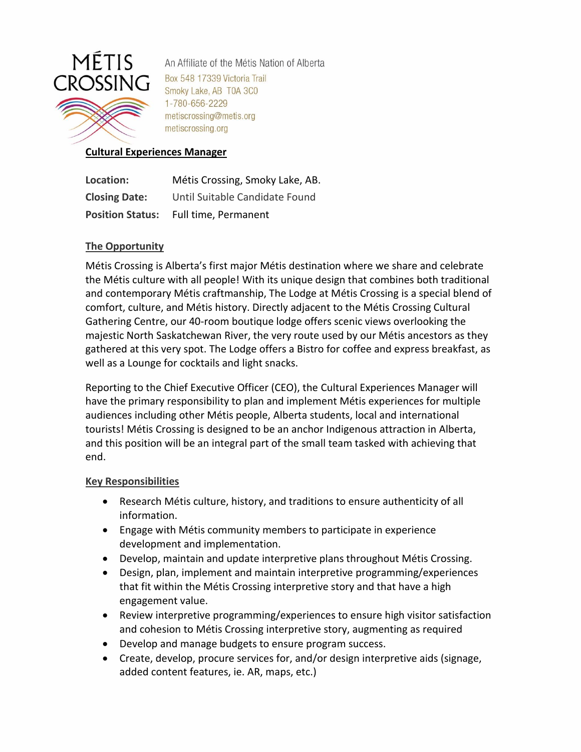MÉTIS CROSSING

An Affiliate of the Métis Nation of Alberta
Box 548 17339 Victoria Trail
Smoky Lake, AB T0A 3C0
1-780-656-2229
metiscrossing@metis.org
metiscrossing.org

# Cultural Experiences Manager

| | |
|---|---|
| **Location:** | Métis Crossing, Smoky Lake, AB. |
| **Closing Date:** | Until Suitable Candidate Found |
| **Position Status:** | Full time, Permanent |

## The Opportunity

Métis Crossing is Alberta's first major Métis destination where we share and celebrate the Métis culture with all people! With its unique design that combines both traditional and contemporary Métis craftmanship, The Lodge at Métis Crossing is a special blend of comfort, culture, and Métis history. Directly adjacent to the Métis Crossing Cultural Gathering Centre, our 40-room boutique lodge offers scenic views overlooking the majestic North Saskatchewan River, the very route used by our Métis ancestors as they gathered at this very spot. The Lodge offers a Bistro for coffee and express breakfast, as well as a Lounge for cocktails and light snacks.

Reporting to the Chief Executive Officer (CEO), the Cultural Experiences Manager will have the primary responsibility to plan and implement Métis experiences for multiple audiences including other Métis people, Alberta students, local and international tourists! Métis Crossing is designed to be an anchor Indigenous attraction in Alberta, and this position will be an integral part of the small team tasked with achieving that end.

## Key Responsibilities

- Research Métis culture, history, and traditions to ensure authenticity of all information.
- Engage with Métis community members to participate in experience development and implementation.
- Develop, maintain and update interpretive plans throughout Métis Crossing.
- Design, plan, implement and maintain interpretive programming/experiences that fit within the Métis Crossing interpretive story and that have a high engagement value.
- Review interpretive programming/experiences to ensure high visitor satisfaction and cohesion to Métis Crossing interpretive story, augmenting as required
- Develop and manage budgets to ensure program success.
- Create, develop, procure services for, and/or design interpretive aids (signage, added content features, ie. AR, maps, etc.)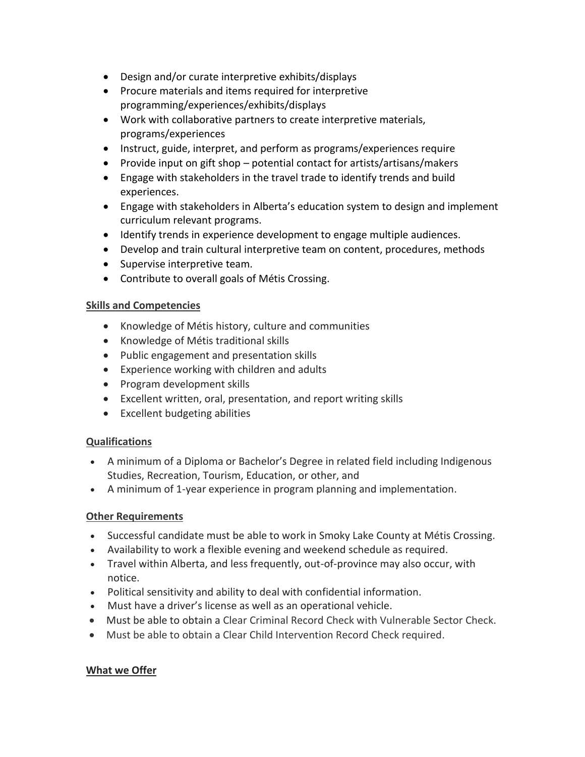- Design and/or curate interpretive exhibits/displays
- Procure materials and items required for interpretive programming/experiences/exhibits/displays
- Work with collaborative partners to create interpretive materials, programs/experiences
- Instruct, guide, interpret, and perform as programs/experiences require
- Provide input on gift shop – potential contact for artists/artisans/makers
- Engage with stakeholders in the travel trade to identify trends and build experiences.
- Engage with stakeholders in Alberta's education system to design and implement curriculum relevant programs.
- Identify trends in experience development to engage multiple audiences.
- Develop and train cultural interpretive team on content, procedures, methods
- Supervise interpretive team.
- Contribute to overall goals of Métis Crossing.

## Skills and Competencies

- Knowledge of Métis history, culture and communities
- Knowledge of Métis traditional skills
- Public engagement and presentation skills
- Experience working with children and adults
- Program development skills
- Excellent written, oral, presentation, and report writing skills
- Excellent budgeting abilities

## Qualifications

- A minimum of a Diploma or Bachelor's Degree in related field including Indigenous Studies, Recreation, Tourism, Education, or other, and
- A minimum of 1-year experience in program planning and implementation.

## Other Requirements

- Successful candidate must be able to work in Smoky Lake County at Métis Crossing.
- Availability to work a flexible evening and weekend schedule as required.
- Travel within Alberta, and less frequently, out-of-province may also occur, with notice.
- Political sensitivity and ability to deal with confidential information.
- Must have a driver's license as well as an operational vehicle.
- Must be able to obtain a Clear Criminal Record Check with Vulnerable Sector Check.
- Must be able to obtain a Clear Child Intervention Record Check required.

## What we Offer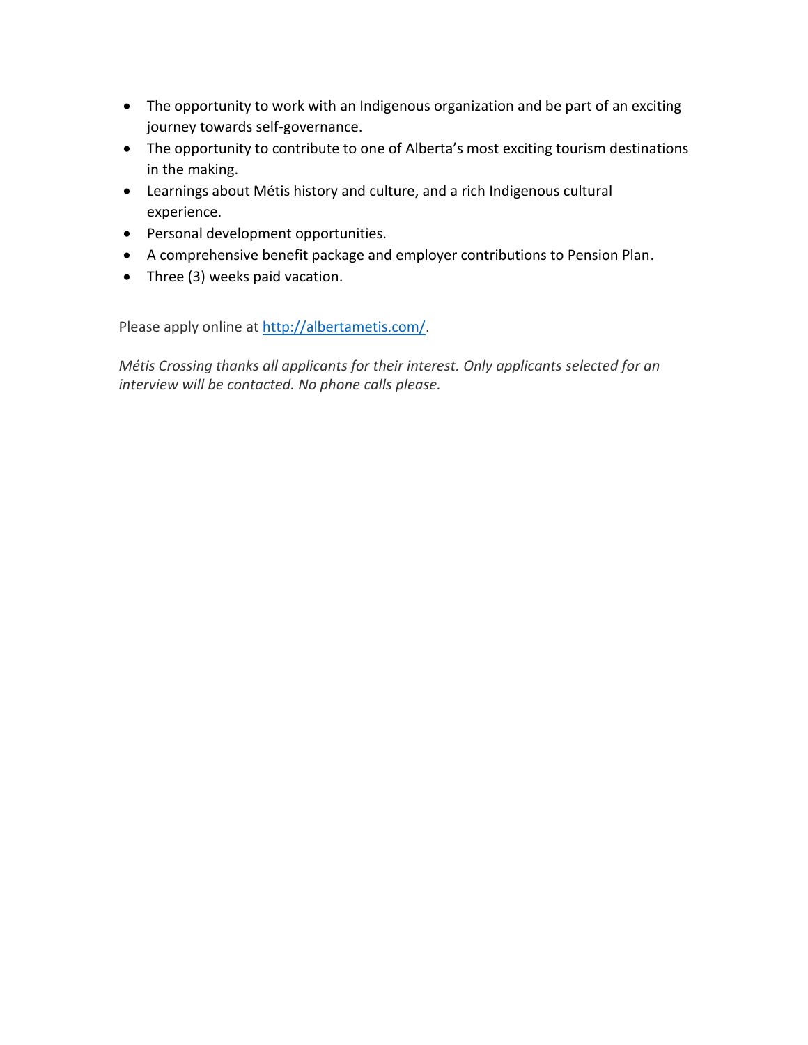- The opportunity to work with an Indigenous organization and be part of an exciting journey towards self-governance.
- The opportunity to contribute to one of Alberta's most exciting tourism destinations in the making.
- Learnings about Métis history and culture, and a rich Indigenous cultural experience.
- Personal development opportunities.
- A comprehensive benefit package and employer contributions to Pension Plan.
- Three (3) weeks paid vacation.

Please apply online at [http://albertametis.com/](http://albertametis.com/).

*Métis Crossing thanks all applicants for their interest. Only applicants selected for an interview will be contacted. No phone calls please.*